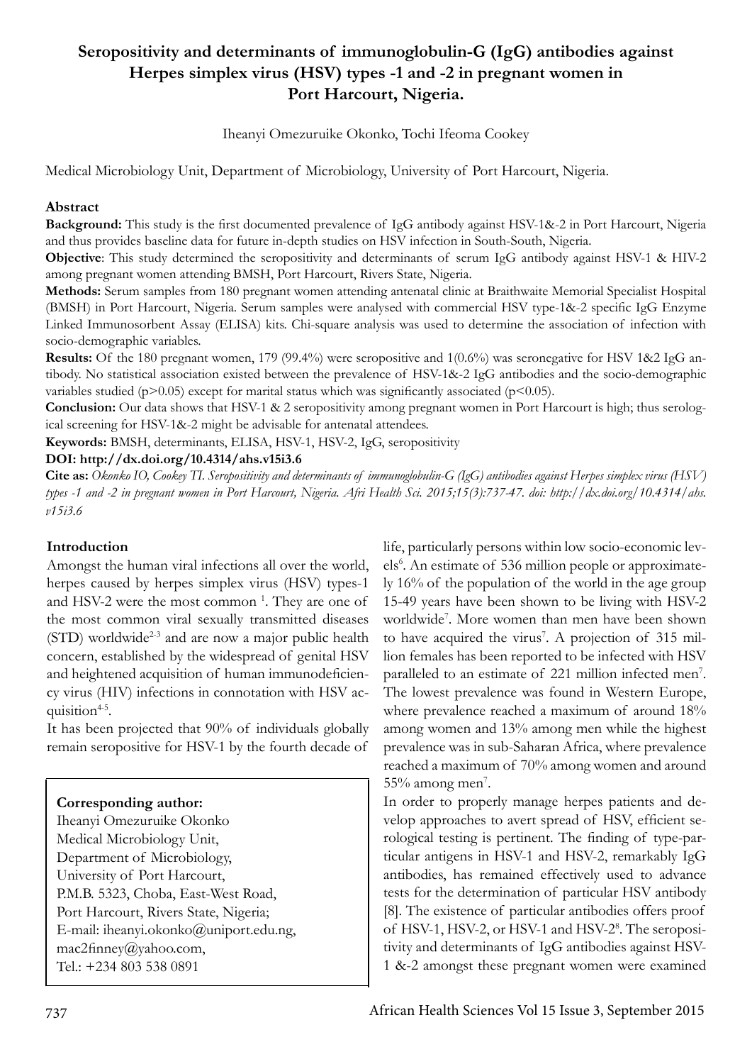# Seropositivity and determinants of immunoglobulin-G (IgG) antibodies against Herpes simplex virus (HSV) types -1 and -2 in pregnant women in Port Harcourt, Nigeria.

Iheanyi Omezuruike Okonko, Tochi Ifeoma Cookey

Medical Microbiology Unit, Department of Microbiology, University of Port Harcourt, Nigeria.

## Abstract

**Background:** This study is the first documented prevalence of IgG antibody against HSV-1&-2 in Port Harcourt, Nigeria and thus provides baseline data for future in-depth studies on HSV infection in South-South, Nigeria.

**Objective**: This study determined the seropositivity and determinants of serum IgG antibody against HSV-1 & HIV-2 among pregnant women attending BMSH, Port Harcourt, Rivers State, Nigeria.

**Methods:** Serum samples from 180 pregnant women attending antenatal clinic at Braithwaite Memorial Specialist Hospital (BMSH) in Port Harcourt, Nigeria. Serum samples were analysed with commercial HSV type-1&-2 specific IgG Enzyme Linked Immunosorbent Assay (ELISA) kits. Chi-square analysis was used to determine the association of infection with socio-demographic variables.

**Results:** Of the 180 pregnant women, 179 (99.4%) were seropositive and 1(0.6%) was seronegative for HSV 1&2 IgG antibody. No statistical association existed between the prevalence of HSV-1&-2 IgG antibodies and the socio-demographic variables studied ($p>0.05$) except for marital status which was significantly associated ($p<0.05$).

**Conclusion:** Our data shows that HSV-1 & 2 seropositivity among pregnant women in Port Harcourt is high; thus serological screening for HSV-1&-2 might be advisable for antenatal attendees.

**Keywords:** BMSH, determinants, ELISA, HSV-1, HSV-2, IgG, seropositivity

**DOI: http://dx.doi.org/10.4314/ahs.v15i3.6**

**Cite as:** *Okonko IO, Cookey TI. Seropositivity and determinants of immunoglobulin-G (IgG) antibodies against Herpes simplex virus (HSV) types -1 and -2 in pregnant women in Port Harcourt, Nigeria. Afri Health Sci. 2015;15(3):737-47. doi: http://dx.doi.org/10.4314/ahs.v15i3.6*

## Introduction

Amongst the human viral infections all over the world, herpes caused by herpes simplex virus (HSV) types-1 and HSV-2 were the most common [1]. They are one of the most common viral sexually transmitted diseases (STD) worldwide[2-3] and are now a major public health concern, established by the widespread of genital HSV and heightened acquisition of human immunodeficiency virus (HIV) infections in connotation with HSV acquisition[4-5].

It has been projected that 90% of individuals globally remain seropositive for HSV-1 by the fourth decade of life, particularly persons within low socio-economic levels[6]. An estimate of 536 million people or approximately 16% of the population of the world in the age group 15-49 years have been shown to be living with HSV-2 worldwide[7]. More women than men have been shown to have acquired the virus[7]. A projection of 315 million females has been reported to be infected with HSV paralleled to an estimate of 221 million infected men[7]. The lowest prevalence was found in Western Europe, where prevalence reached a maximum of around 18% among women and 13% among men while the highest prevalence was in sub-Saharan Africa, where prevalence reached a maximum of 70% among women and around 55% among men[7].

In order to properly manage herpes patients and develop approaches to avert spread of HSV, efficient serological testing is pertinent. The finding of type-particular antigens in HSV-1 and HSV-2, remarkably IgG antibodies, has remained effectively used to advance tests for the determination of particular HSV antibody [8]. The existence of particular antibodies offers proof of HSV-1, HSV-2, or HSV-1 and HSV-2[8]. The seropositivity and determinants of IgG antibodies against HSV-1 &-2 amongst these pregnant women were examined

**Corresponding author:**
Iheanyi Omezuruike Okonko
Medical Microbiology Unit,
Department of Microbiology,
University of Port Harcourt,
P.M.B. 5323, Choba, East-West Road,
Port Harcourt, Rivers State, Nigeria;
E-mail: iheanyi.okonko@uniport.edu.ng,
mac2finney@yahoo.com,
Tel.: +234 803 538 0891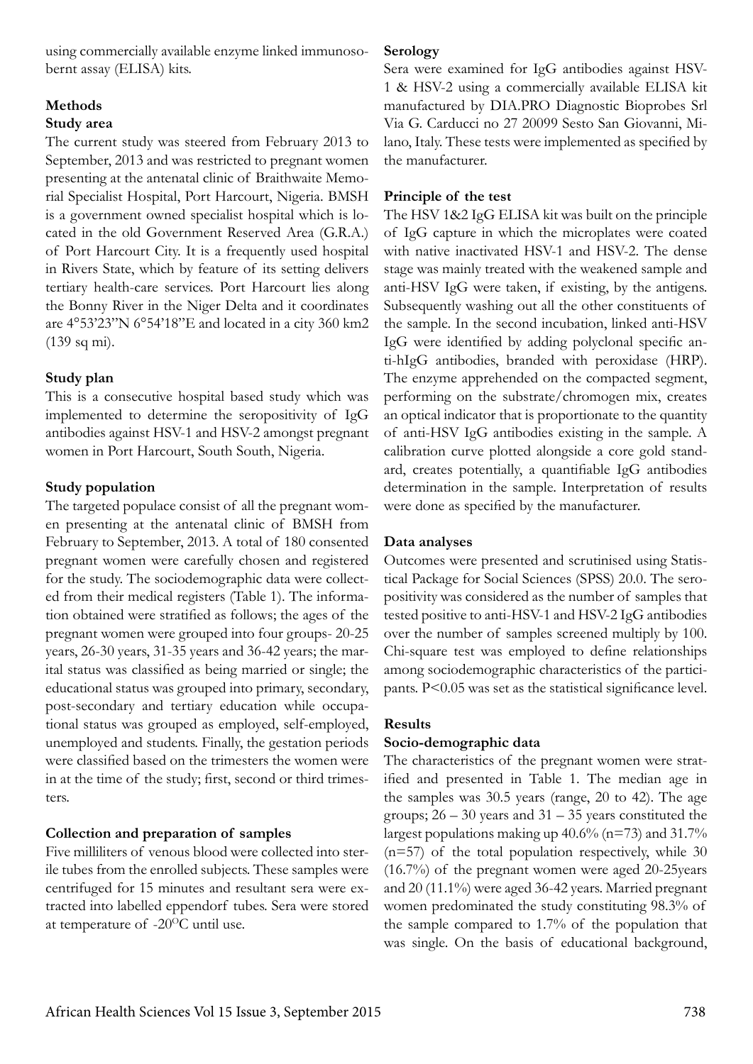using commercially available enzyme linked immunosobernt assay (ELISA) kits.

## Methods

### Study area

The current study was steered from February 2013 to September, 2013 and was restricted to pregnant women presenting at the antenatal clinic of Braithwaite Memorial Specialist Hospital, Port Harcourt, Nigeria. BMSH is a government owned specialist hospital which is located in the old Government Reserved Area (G.R.A.) of Port Harcourt City. It is a frequently used hospital in Rivers State, which by feature of its setting delivers tertiary health-care services. Port Harcourt lies along the Bonny River in the Niger Delta and it coordinates are 4°53'23"N 6°54'18"E and located in a city 360 km2 (139 sq mi).

### Study plan

This is a consecutive hospital based study which was implemented to determine the seropositivity of IgG antibodies against HSV-1 and HSV-2 amongst pregnant women in Port Harcourt, South South, Nigeria.

### Study population

The targeted populace consist of all the pregnant women presenting at the antenatal clinic of BMSH from February to September, 2013. A total of 180 consented pregnant women were carefully chosen and registered for the study. The sociodemographic data were collected from their medical registers (Table 1). The information obtained were stratified as follows; the ages of the pregnant women were grouped into four groups- 20-25 years, 26-30 years, 31-35 years and 36-42 years; the marital status was classified as being married or single; the educational status was grouped into primary, secondary, post-secondary and tertiary education while occupational status was grouped as employed, self-employed, unemployed and students. Finally, the gestation periods were classified based on the trimesters the women were in at the time of the study; first, second or third trimesters.

### Collection and preparation of samples

Five milliliters of venous blood were collected into sterile tubes from the enrolled subjects. These samples were centrifuged for 15 minutes and resultant sera were extracted into labelled eppendorf tubes. Sera were stored at temperature of -20$^{O}$C until use.

### Serology

Sera were examined for IgG antibodies against HSV-1 & HSV-2 using a commercially available ELISA kit manufactured by DIA.PRO Diagnostic Bioprobes Srl Via G. Carducci no 27 20099 Sesto San Giovanni, Milano, Italy. These tests were implemented as specified by the manufacturer.

### Principle of the test

The HSV 1&2 IgG ELISA kit was built on the principle of IgG capture in which the microplates were coated with native inactivated HSV-1 and HSV-2. The dense stage was mainly treated with the weakened sample and anti-HSV IgG were taken, if existing, by the antigens. Subsequently washing out all the other constituents of the sample. In the second incubation, linked anti-HSV IgG were identified by adding polyclonal specific anti-hIgG antibodies, branded with peroxidase (HRP). The enzyme apprehended on the compacted segment, performing on the substrate/chromogen mix, creates an optical indicator that is proportionate to the quantity of anti-HSV IgG antibodies existing in the sample. A calibration curve plotted alongside a core gold standard, creates potentially, a quantifiable IgG antibodies determination in the sample. Interpretation of results were done as specified by the manufacturer.

### Data analyses

Outcomes were presented and scrutinised using Statistical Package for Social Sciences (SPSS) 20.0. The seropositivity was considered as the number of samples that tested positive to anti-HSV-1 and HSV-2 IgG antibodies over the number of samples screened multiply by 100. Chi-square test was employed to define relationships among sociodemographic characteristics of the participants. $P<0.05$ was set as the statistical significance level.

## Results

### Socio-demographic data

The characteristics of the pregnant women were stratified and presented in Table 1. The median age in the samples was 30.5 years (range, 20 to 42). The age groups; 26 – 30 years and 31 – 35 years constituted the largest populations making up 40.6% (n=73) and 31.7% (n=57) of the total population respectively, while 30 (16.7%) of the pregnant women were aged 20-25years and 20 (11.1%) were aged 36-42 years. Married pregnant women predominated the study constituting 98.3% of the sample compared to 1.7% of the population that was single. On the basis of educational background,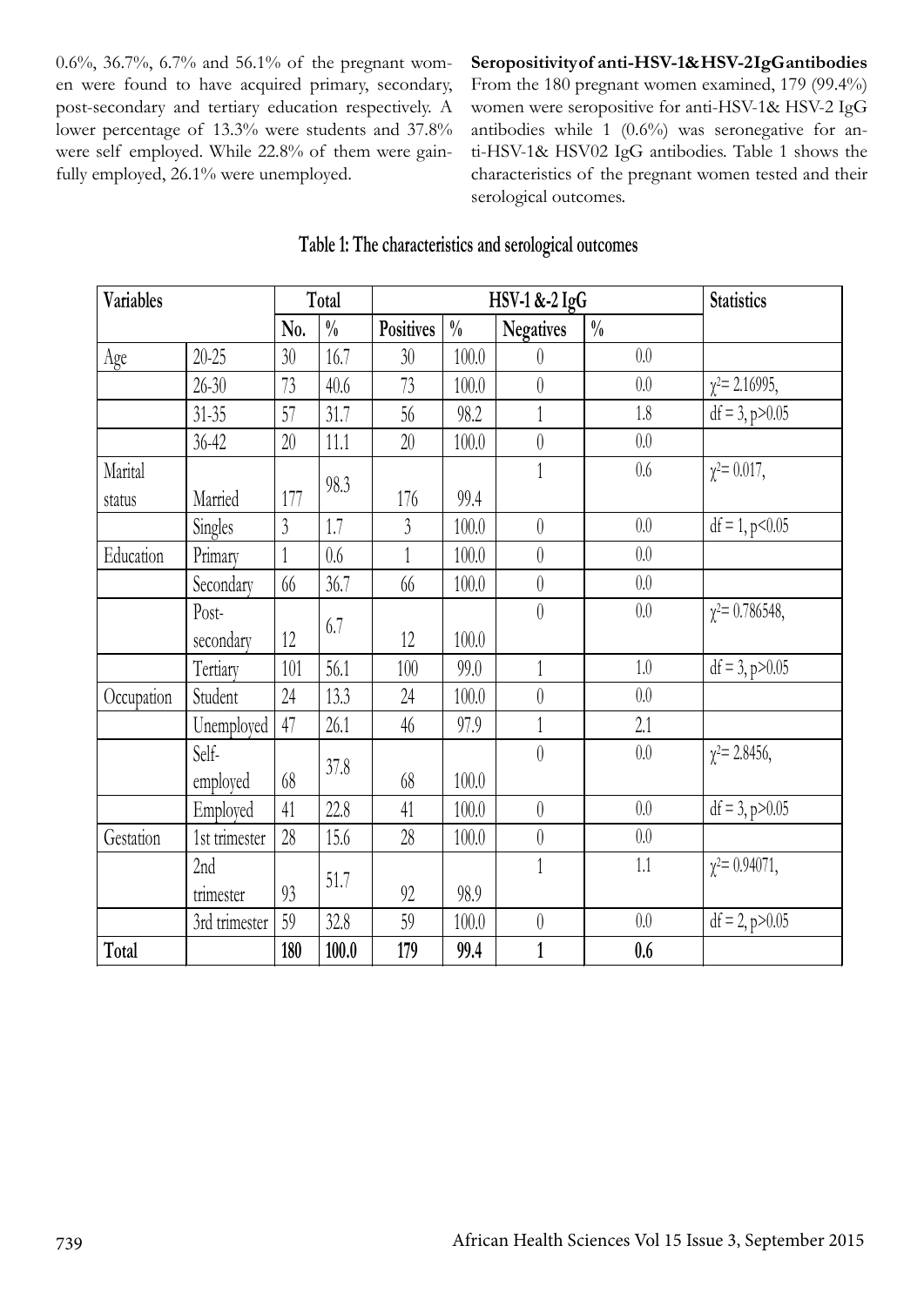0.6%, 36.7%, 6.7% and 56.1% of the pregnant women were found to have acquired primary, secondary, post-secondary and tertiary education respectively. A lower percentage of 13.3% were students and 37.8% were self employed. While 22.8% of them were gainfully employed, 26.1% were unemployed.

**Seropositivity of anti-HSV-1& HSV-2 IgG antibodies**
From the 180 pregnant women examined, 179 (99.4%) women were seropositive for anti-HSV-1& HSV-2 IgG antibodies while 1 (0.6%) was seronegative for anti-HSV-1& HSV02 IgG antibodies. Table 1 shows the characteristics of the pregnant women tested and their serological outcomes.

**Table 1: The characteristics and serological outcomes**

| Variables | | Total | | HSV-1 &-2 IgG | | | | Statistics |
|---|---|---|---|---|---|---|---|---|
| | | No. | % | Positives | % | Negatives | % | |
| Age | 20-25 | 30 | 16.7 | 30 | 100.0 | 0 | 0.0 | |
| | 26-30 | 73 | 40.6 | 73 | 100.0 | 0 | 0.0 | $\chi^2$= 2.16995, |
| | 31-35 | 57 | 31.7 | 56 | 98.2 | 1 | 1.8 | df = 3, p>0.05 |
| | 36-42 | 20 | 11.1 | 20 | 100.0 | 0 | 0.0 | |
| Marital status | Married | 177 | 98.3 | 176 | 99.4 | 1 | 0.6 | $\chi^2$= 0.017, |
| | Singles | 3 | 1.7 | 3 | 100.0 | 0 | 0.0 | df = 1, p<0.05 |
| Education | Primary | 1 | 0.6 | 1 | 100.0 | 0 | 0.0 | |
| | Secondary | 66 | 36.7 | 66 | 100.0 | 0 | 0.0 | |
| | Post-secondary | 12 | 6.7 | 12 | 100.0 | 0 | 0.0 | $\chi^2$= 0.786548, |
| | Tertiary | 101 | 56.1 | 100 | 99.0 | 1 | 1.0 | df = 3, p>0.05 |
| Occupation | Student | 24 | 13.3 | 24 | 100.0 | 0 | 0.0 | |
| | Unemployed | 47 | 26.1 | 46 | 97.9 | 1 | 2.1 | |
| | Self-employed | 68 | 37.8 | 68 | 100.0 | 0 | 0.0 | $\chi^2$= 2.8456, |
| | Employed | 41 | 22.8 | 41 | 100.0 | 0 | 0.0 | df = 3, p>0.05 |
| Gestation | 1st trimester | 28 | 15.6 | 28 | 100.0 | 0 | 0.0 | |
| | 2nd trimester | 93 | 51.7 | 92 | 98.9 | 1 | 1.1 | $\chi^2$= 0.94071, |
| | 3rd trimester | 59 | 32.8 | 59 | 100.0 | 0 | 0.0 | df = 2, p>0.05 |
| **Total** | | **180** | **100.0** | **179** | **99.4** | **1** | **0.6** | |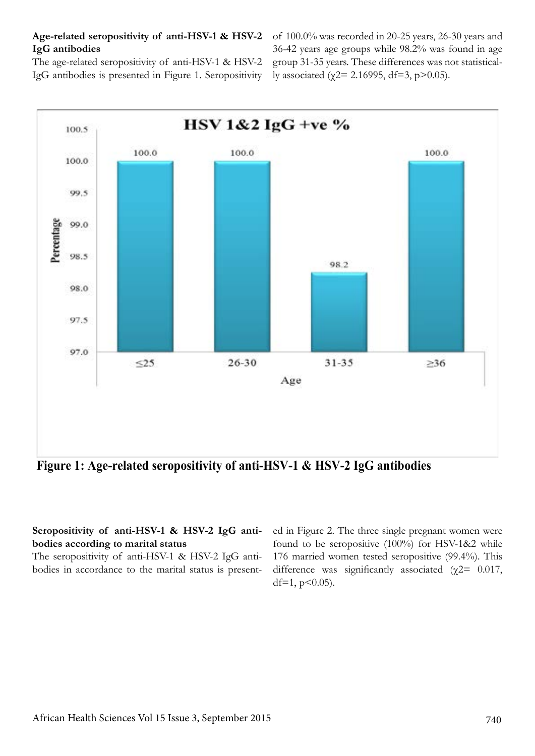**Age-related seropositivity of anti-HSV-1 & HSV-2 IgG antibodies**

The age-related seropositivity of anti-HSV-1 & HSV-2 IgG antibodies is presented in Figure 1. Seropositivity of 100.0% was recorded in 20-25 years, 26-30 years and 36-42 years age groups while 98.2% was found in age group 31-35 years. These differences was not statistically associated ($\chi2$= 2.16995, df=3, p>0.05).

**Figure 1: Age-related seropositivity of anti-HSV-1 & HSV-2 IgG antibodies**

**Seropositivity of anti-HSV-1 & HSV-2 IgG antibodies according to marital status**

The seropositivity of anti-HSV-1 & HSV-2 IgG antibodies in accordance to the marital status is presented in Figure 2. The three single pregnant women were found to be seropositive (100%) for HSV-1&2 while 176 married women tested seropositive (99.4%). This difference was significantly associated ($\chi2$= 0.017, df=1, p<0.05).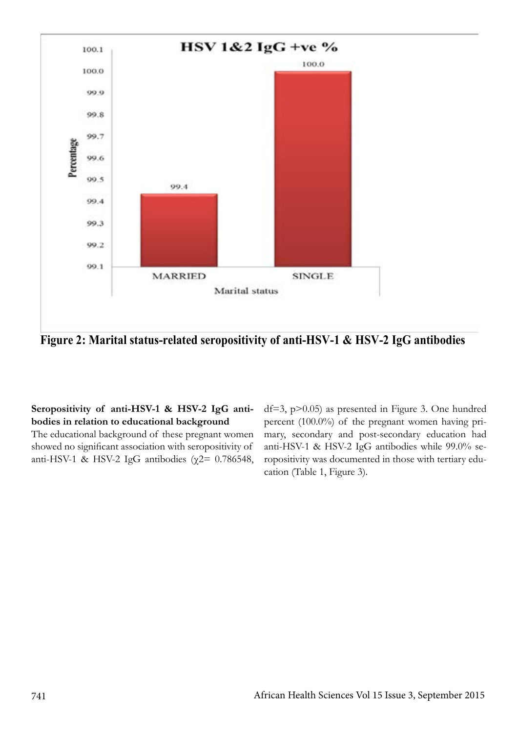**Figure 2: Marital status-related seropositivity of anti-HSV-1 & HSV-2 IgG antibodies**

**Seropositivity of anti-HSV-1 & HSV-2 IgG antibodies in relation to educational background**

The educational background of these pregnant women showed no significant association with seropositivity of anti-HSV-1 & HSV-2 IgG antibodies ($\chi^2$= 0.786548, df=3, $p>0.05$) as presented in Figure 3. One hundred percent (100.0%) of the pregnant women having primary, secondary and post-secondary education had anti-HSV-1 & HSV-2 IgG antibodies while 99.0% seropositivity was documented in those with tertiary education (Table 1, Figure 3).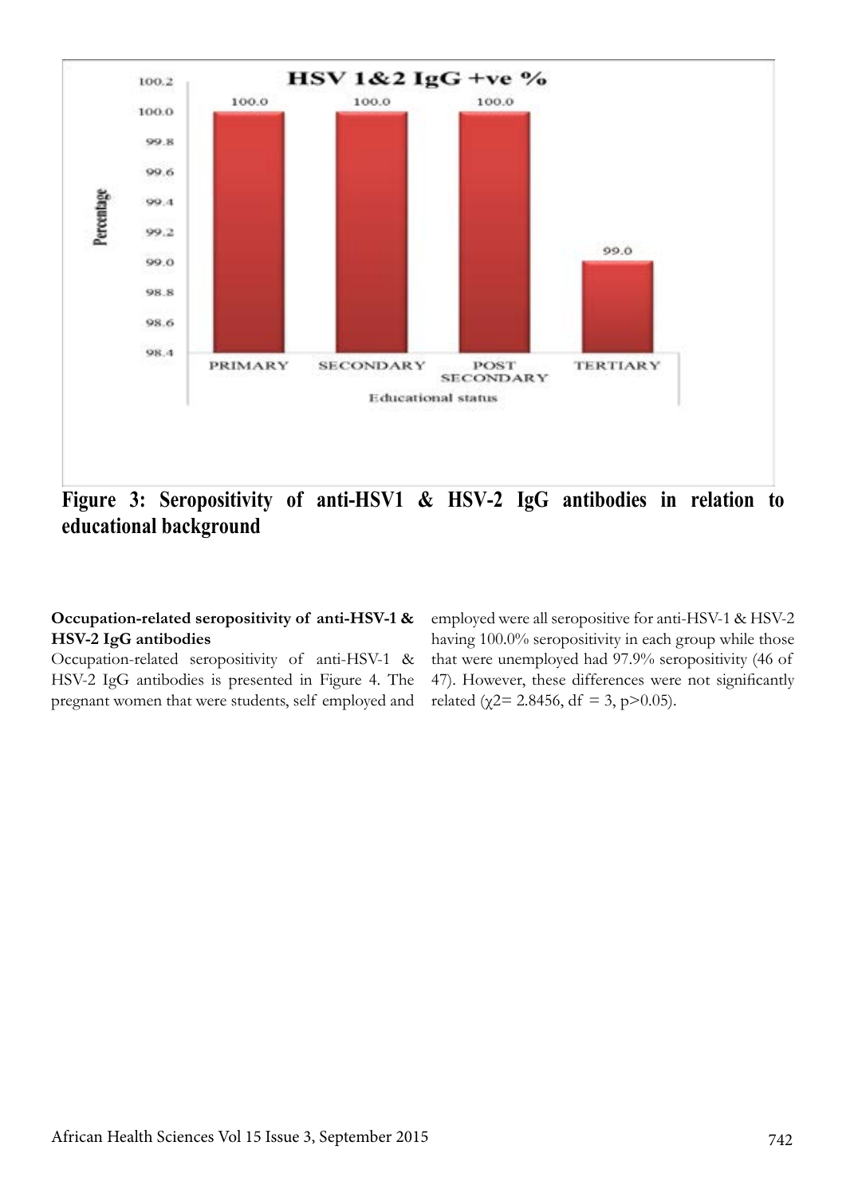**Figure 3: Seropositivity of anti-HSV1 & HSV-2 IgG antibodies in relation to educational background**

**Occupation-related seropositivity of anti-HSV-1 & HSV-2 IgG antibodies**

Occupation-related seropositivity of anti-HSV-1 & HSV-2 IgG antibodies is presented in Figure 4. The pregnant women that were students, self employed and employed were all seropositive for anti-HSV-1 & HSV-2 having 100.0% seropositivity in each group while those that were unemployed had 97.9% seropositivity (46 of 47). However, these differences were not significantly related ($\chi^2$= 2.8456, df = 3, $p>0.05$).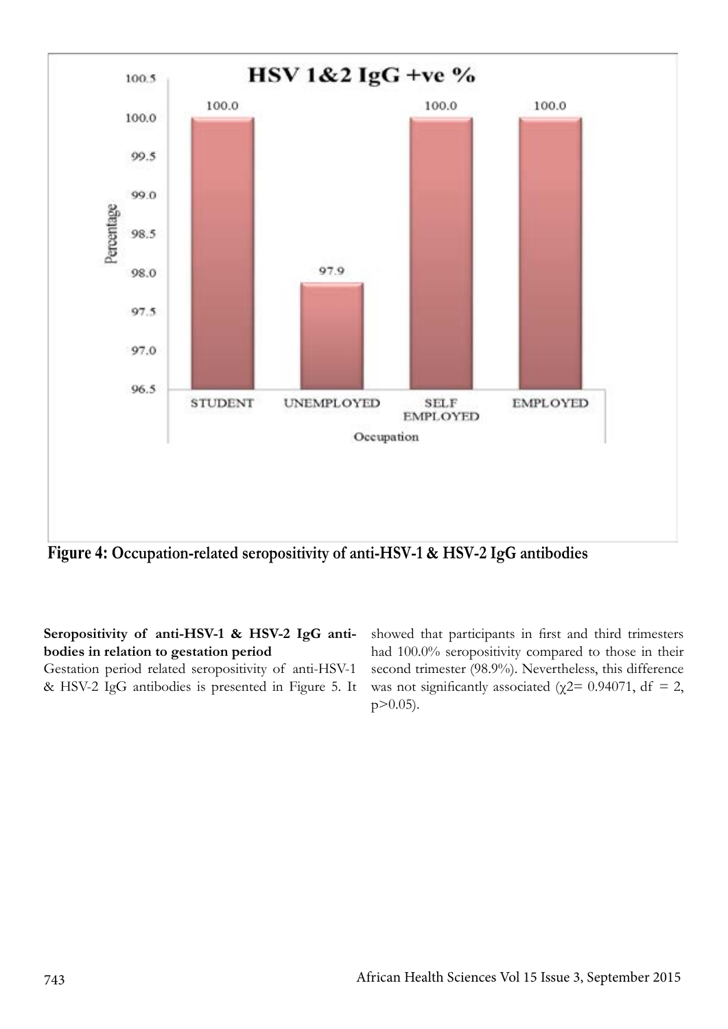Figure 4: Occupation-related seropositivity of anti-HSV-1 & HSV-2 IgG antibodies

**Seropositivity of anti-HSV-1 & HSV-2 IgG antibodies in relation to gestation period**

Gestation period related seropositivity of anti-HSV-1 & HSV-2 IgG antibodies is presented in Figure 5. It showed that participants in first and third trimesters had 100.0% seropositivity compared to those in their second trimester (98.9%). Nevertheless, this difference was not significantly associated ($\chi 2= 0.94071$, df $= 2$, $p>0.05$).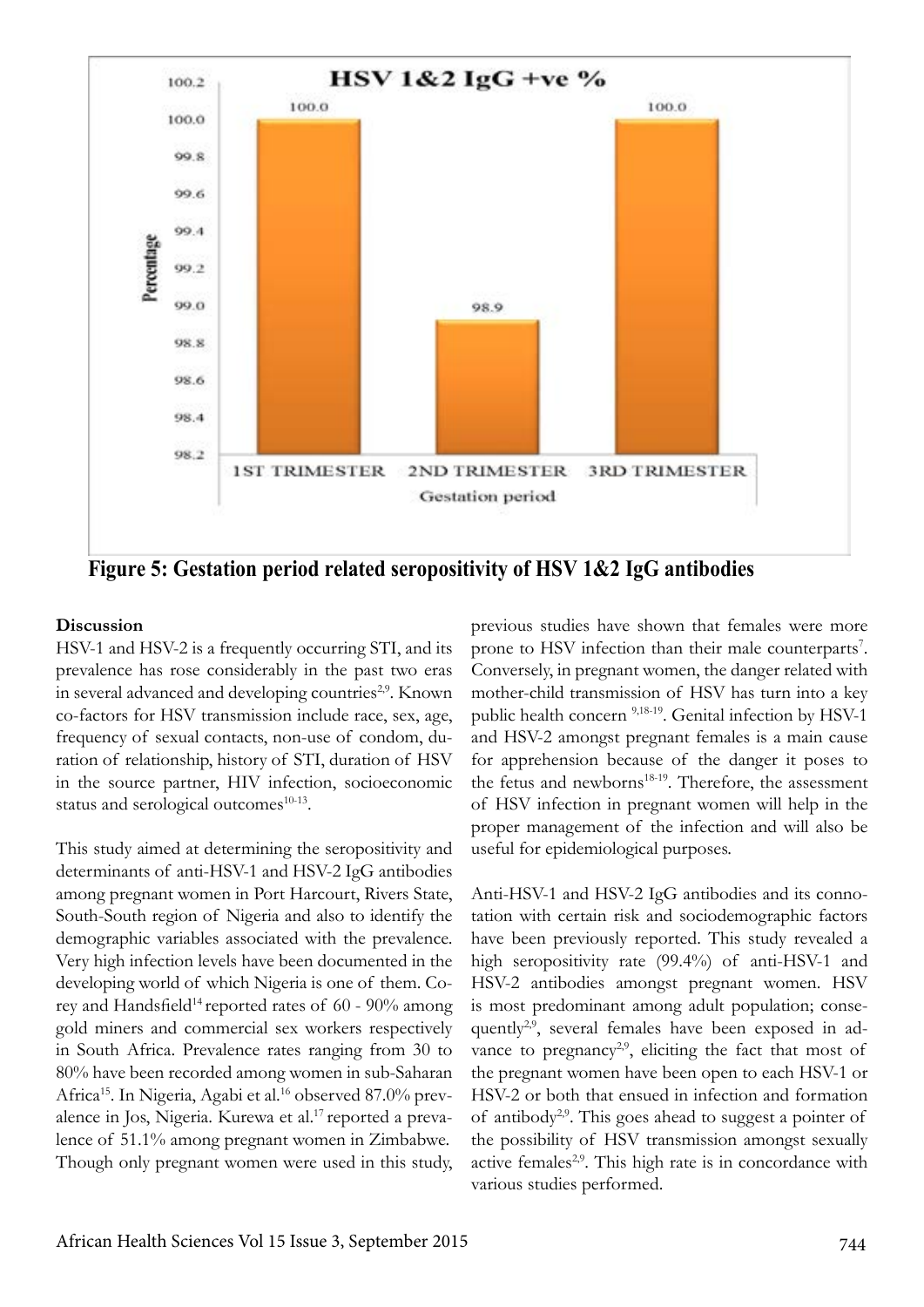**Figure 5: Gestation period related seropositivity of HSV 1&2 IgG antibodies**

## Discussion

HSV-1 and HSV-2 is a frequently occurring STI, and its prevalence has rose considerably in the past two eras in several advanced and developing countries[2,9]. Known co-factors for HSV transmission include race, sex, age, frequency of sexual contacts, non-use of condom, duration of relationship, history of STI, duration of HSV in the source partner, HIV infection, socioeconomic status and serological outcomes[10-13].

This study aimed at determining the seropositivity and determinants of anti-HSV-1 and HSV-2 IgG antibodies among pregnant women in Port Harcourt, Rivers State, South-South region of Nigeria and also to identify the demographic variables associated with the prevalence. Very high infection levels have been documented in the developing world of which Nigeria is one of them. Corey and Handsfield[14] reported rates of 60 - 90% among gold miners and commercial sex workers respectively in South Africa. Prevalence rates ranging from 30 to 80% have been recorded among women in sub-Saharan Africa[15]. In Nigeria, Agabi et al.[16] observed 87.0% prevalence in Jos, Nigeria. Kurewa et al.[17] reported a prevalence of 51.1% among pregnant women in Zimbabwe. Though only pregnant women were used in this study, previous studies have shown that females were more prone to HSV infection than their male counterparts[7]. Conversely, in pregnant women, the danger related with mother-child transmission of HSV has turn into a key public health concern [9,18-19]. Genital infection by HSV-1 and HSV-2 amongst pregnant females is a main cause for apprehension because of the danger it poses to the fetus and newborns[18-19]. Therefore, the assessment of HSV infection in pregnant women will help in the proper management of the infection and will also be useful for epidemiological purposes.

Anti-HSV-1 and HSV-2 IgG antibodies and its connotation with certain risk and sociodemographic factors have been previously reported. This study revealed a high seropositivity rate (99.4%) of anti-HSV-1 and HSV-2 antibodies amongst pregnant women. HSV is most predominant among adult population; consequently[2,9], several females have been exposed in advance to pregnancy[2,9], eliciting the fact that most of the pregnant women have been open to each HSV-1 or HSV-2 or both that ensued in infection and formation of antibody[2,9]. This goes ahead to suggest a pointer of the possibility of HSV transmission amongst sexually active females[2,9]. This high rate is in concordance with various studies performed.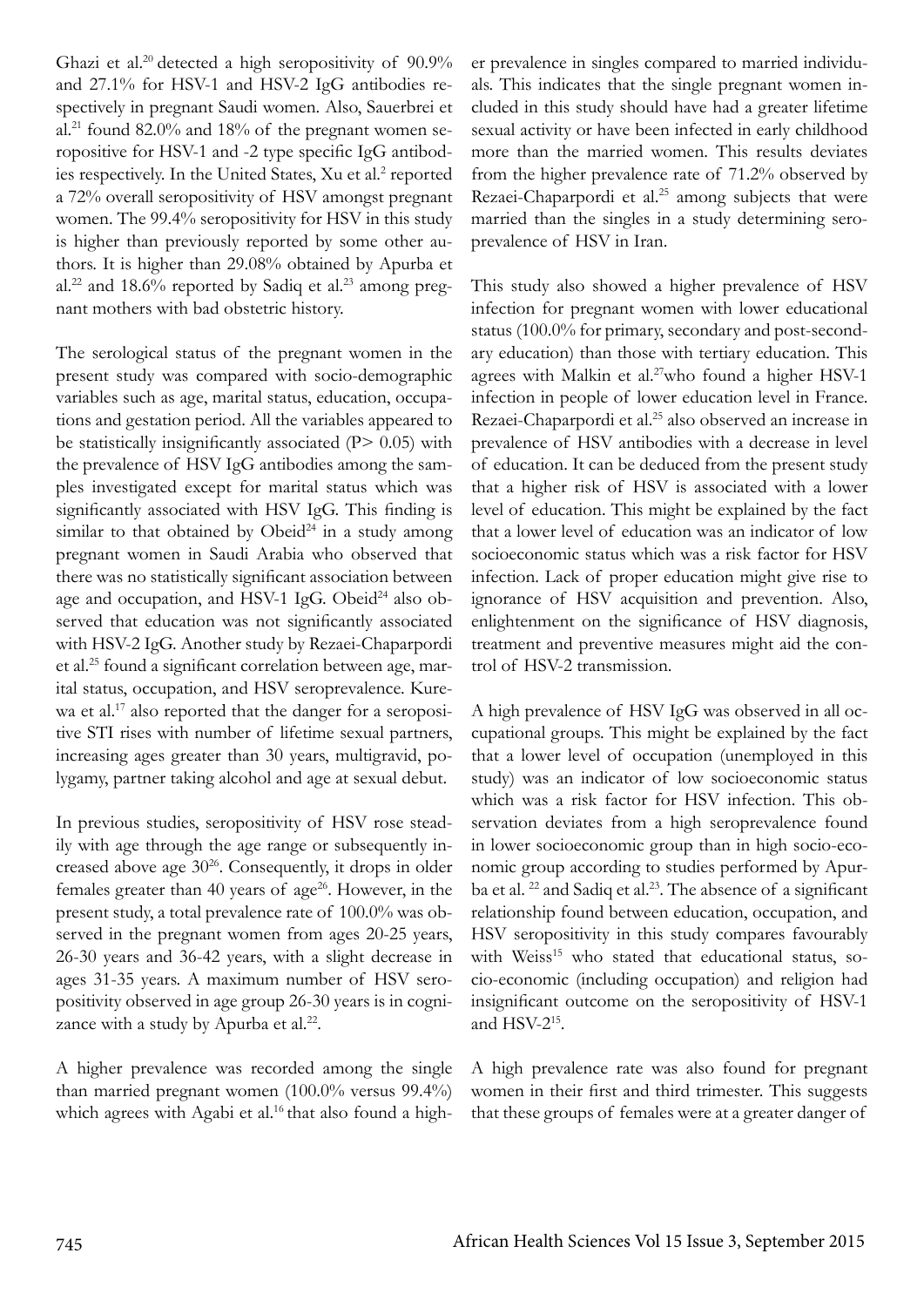Ghazi et al.[20] detected a high seropositivity of 90.9% and 27.1% for HSV-1 and HSV-2 IgG antibodies respectively in pregnant Saudi women. Also, Sauerbrei et al.[21] found 82.0% and 18% of the pregnant women seropositive for HSV-1 and -2 type specific IgG antibodies respectively. In the United States, Xu et al.[2] reported a 72% overall seropositivity of HSV amongst pregnant women. The 99.4% seropositivity for HSV in this study is higher than previously reported by some other authors. It is higher than 29.08% obtained by Apurba et al.[22] and 18.6% reported by Sadiq et al.[23] among pregnant mothers with bad obstetric history.

The serological status of the pregnant women in the present study was compared with socio-demographic variables such as age, marital status, education, occupations and gestation period. All the variables appeared to be statistically insignificantly associated ($P > 0.05$) with the prevalence of HSV IgG antibodies among the samples investigated except for marital status which was significantly associated with HSV IgG. This finding is similar to that obtained by Obeid[24] in a study among pregnant women in Saudi Arabia who observed that there was no statistically significant association between age and occupation, and HSV-1 IgG. Obeid[24] also observed that education was not significantly associated with HSV-2 IgG. Another study by Rezaei-Chaparpordi et al.[25] found a significant correlation between age, marital status, occupation, and HSV seroprevalence. Kurewa et al.[17] also reported that the danger for a seropositive STI rises with number of lifetime sexual partners, increasing ages greater than 30 years, multigravid, polygamy, partner taking alcohol and age at sexual debut.

In previous studies, seropositivity of HSV rose steadily with age through the age range or subsequently increased above age 30[26]. Consequently, it drops in older females greater than 40 years of age[26]. However, in the present study, a total prevalence rate of 100.0% was observed in the pregnant women from ages 20-25 years, 26-30 years and 36-42 years, with a slight decrease in ages 31-35 years. A maximum number of HSV seropositivity observed in age group 26-30 years is in cognizance with a study by Apurba et al.[22].

A higher prevalence was recorded among the single than married pregnant women (100.0% versus 99.4%) which agrees with Agabi et al.[16] that also found a higher prevalence in singles compared to married individuals. This indicates that the single pregnant women included in this study should have had a greater lifetime sexual activity or have been infected in early childhood more than the married women. This results deviates from the higher prevalence rate of 71.2% observed by Rezaei-Chaparpordi et al.[25] among subjects that were married than the singles in a study determining seroprevalence of HSV in Iran.

This study also showed a higher prevalence of HSV infection for pregnant women with lower educational status (100.0% for primary, secondary and post-secondary education) than those with tertiary education. This agrees with Malkin et al.[27] who found a higher HSV-1 infection in people of lower education level in France. Rezaei-Chaparpordi et al.[25] also observed an increase in prevalence of HSV antibodies with a decrease in level of education. It can be deduced from the present study that a higher risk of HSV is associated with a lower level of education. This might be explained by the fact that a lower level of education was an indicator of low socioeconomic status which was a risk factor for HSV infection. Lack of proper education might give rise to ignorance of HSV acquisition and prevention. Also, enlightenment on the significance of HSV diagnosis, treatment and preventive measures might aid the control of HSV-2 transmission.

A high prevalence of HSV IgG was observed in all occupational groups. This might be explained by the fact that a lower level of occupation (unemployed in this study) was an indicator of low socioeconomic status which was a risk factor for HSV infection. This observation deviates from a high seroprevalence found in lower socioeconomic group than in high socio-economic group according to studies performed by Apurba et al.[22] and Sadiq et al.[23]. The absence of a significant relationship found between education, occupation, and HSV seropositivity in this study compares favourably with Weiss[15] who stated that educational status, socio-economic (including occupation) and religion had insignificant outcome on the seropositivity of HSV-1 and HSV-2[15].

A high prevalence rate was also found for pregnant women in their first and third trimester. This suggests that these groups of females were at a greater danger of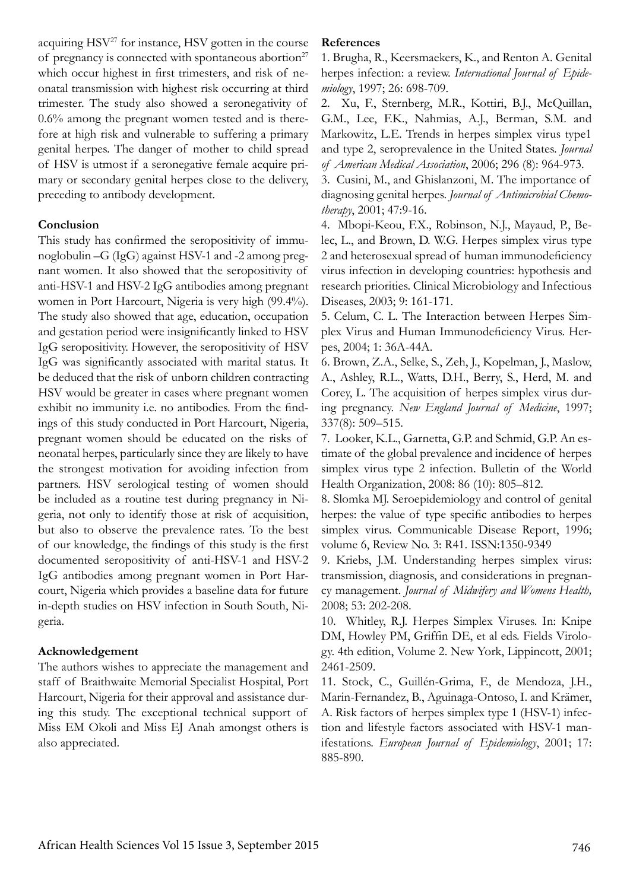acquiring HSV[27] for instance, HSV gotten in the course of pregnancy is connected with spontaneous abortion[27] which occur highest in first trimesters, and risk of neonatal transmission with highest risk occurring at third trimester. The study also showed a seronegativity of 0.6% among the pregnant women tested and is therefore at high risk and vulnerable to suffering a primary genital herpes. The danger of mother to child spread of HSV is utmost if a seronegative female acquire primary or secondary genital herpes close to the delivery, preceding to antibody development.

## Conclusion

This study has confirmed the seropositivity of immunoglobulin –G (IgG) against HSV-1 and -2 among pregnant women. It also showed that the seropositivity of anti-HSV-1 and HSV-2 IgG antibodies among pregnant women in Port Harcourt, Nigeria is very high (99.4%). The study also showed that age, education, occupation and gestation period were insignificantly linked to HSV IgG seropositivity. However, the seropositivity of HSV IgG was significantly associated with marital status. It be deduced that the risk of unborn children contracting HSV would be greater in cases where pregnant women exhibit no immunity i.e. no antibodies. From the findings of this study conducted in Port Harcourt, Nigeria, pregnant women should be educated on the risks of neonatal herpes, particularly since they are likely to have the strongest motivation for avoiding infection from partners. HSV serological testing of women should be included as a routine test during pregnancy in Nigeria, not only to identify those at risk of acquisition, but also to observe the prevalence rates. To the best of our knowledge, the findings of this study is the first documented seropositivity of anti-HSV-1 and HSV-2 IgG antibodies among pregnant women in Port Harcourt, Nigeria which provides a baseline data for future in-depth studies on HSV infection in South South, Nigeria.

## Acknowledgement

The authors wishes to appreciate the management and staff of Braithwaite Memorial Specialist Hospital, Port Harcourt, Nigeria for their approval and assistance during this study. The exceptional technical support of Miss EM Okoli and Miss EJ Anah amongst others is also appreciated.

## References

1. Brugha, R., Keersmaekers, K., and Renton A. Genital herpes infection: a review. *International Journal of Epidemiology*, 1997; 26: 698-709.
2. Xu, F., Sternberg, M.R., Kottiri, B.J., McQuillan, G.M., Lee, F.K., Nahmias, A.J., Berman, S.M. and Markowitz, L.E. Trends in herpes simplex virus type1 and type 2, seroprevalence in the United States. *Journal of American Medical Association*, 2006; 296 (8): 964-973.
3. Cusini, M., and Ghislanzoni, M. The importance of diagnosing genital herpes. *Journal of Antimicrobial Chemotherapy*, 2001; 47:9-16.
4. Mbopi-Keou, F.X., Robinson, N.J., Mayaud, P., Belec, L., and Brown, D. W.G. Herpes simplex virus type 2 and heterosexual spread of human immunodeficiency virus infection in developing countries: hypothesis and research priorities. Clinical Microbiology and Infectious Diseases, 2003; 9: 161-171.
5. Celum, C. L. The Interaction between Herpes Simplex Virus and Human Immunodeficiency Virus. Herpes, 2004; 1: 36A-44A.
6. Brown, Z.A., Selke, S., Zeh, J., Kopelman, J., Maslow, A., Ashley, R.L., Watts, D.H., Berry, S., Herd, M. and Corey, L. The acquisition of herpes simplex virus during pregnancy. *New England Journal of Medicine*, 1997; 337(8): 509–515.
7. Looker, K.L., Garnetta, G.P. and Schmid, G.P. An estimate of the global prevalence and incidence of herpes simplex virus type 2 infection. Bulletin of the World Health Organization, 2008: 86 (10): 805–812.
8. Slomka MJ. Seroepidemiology and control of genital herpes: the value of type specific antibodies to herpes simplex virus. Communicable Disease Report, 1996; volume 6, Review No. 3: R41. ISSN:1350-9349
9. Kriebs, J.M. Understanding herpes simplex virus: transmission, diagnosis, and considerations in pregnancy management. *Journal of Midwifery and Womens Health,* 2008; 53: 202-208.
10. Whitley, R.J. Herpes Simplex Viruses. In: Knipe DM, Howley PM, Griffin DE, et al eds. Fields Virology. 4th edition, Volume 2. New York, Lippincott, 2001; 2461-2509.
11. Stock, C., Guillén-Grima, F., de Mendoza, J.H., Marin-Fernandez, B., Aguinaga-Ontoso, I. and Krämer, A. Risk factors of herpes simplex type 1 (HSV-1) infection and lifestyle factors associated with HSV-1 manifestations. *European Journal of Epidemiology*, 2001; 17: 885-890.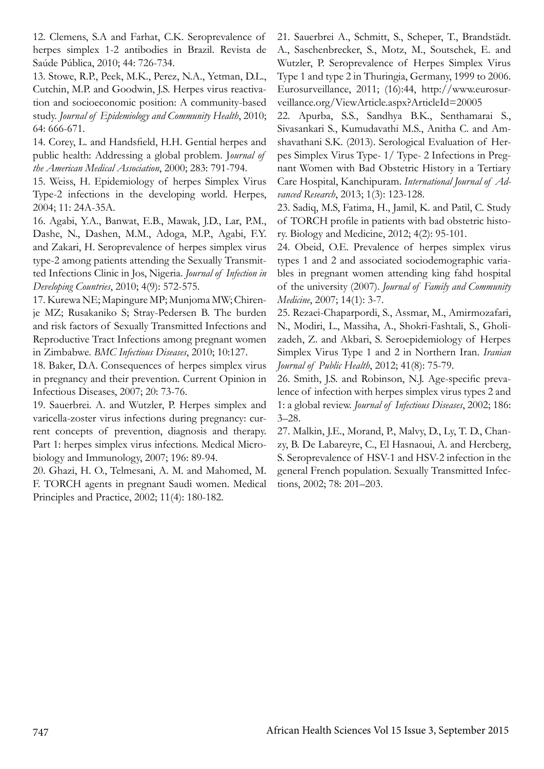12. Clemens, S.A and Farhat, C.K. Seroprevalence of herpes simplex 1-2 antibodies in Brazil. Revista de Saúde Pública, 2010; 44: 726-734.

13. Stowe, R.P., Peek, M.K., Perez, N.A., Yetman, D.L., Cutchin, M.P. and Goodwin, J.S. Herpes virus reactivation and socioeconomic position: A community-based study. *Journal of Epidemiology and Community Health*, 2010; 64: 666-671.

14. Corey, L. and Handsfield, H.H. Gential herpes and public health: Addressing a global problem. *Journal of the American Medical Association*, 2000; 283: 791-794.

15. Weiss, H. Epidemiology of herpes Simplex Virus Type-2 infections in the developing world. Herpes, 2004; 11: 24A-35A.

16. Agabi, Y.A., Banwat, E.B., Mawak, J.D., Lar, P.M., Dashe, N., Dashen, M.M., Adoga, M.P., Agabi, F.Y. and Zakari, H. Seroprevalence of herpes simplex virus type-2 among patients attending the Sexually Transmitted Infections Clinic in Jos, Nigeria. *Journal of Infection in Developing Countries*, 2010; 4(9): 572-575.

17. Kurewa NE; Mapingure MP; Munjoma MW; Chirenje MZ; Rusakaniko S; Stray-Pedersen B. The burden and risk factors of Sexually Transmitted Infections and Reproductive Tract Infections among pregnant women in Zimbabwe. *BMC Infectious Diseases*, 2010; 10:127.

18. Baker, D.A. Consequences of herpes simplex virus in pregnancy and their prevention. Current Opinion in Infectious Diseases, 2007; 20: 73-76.

19. Sauerbrei. A. and Wutzler, P. Herpes simplex and varicella-zoster virus infections during pregnancy: current concepts of prevention, diagnosis and therapy. Part 1: herpes simplex virus infections. Medical Microbiology and Immunology, 2007; 196: 89-94.

20. Ghazi, H. O., Telmesani, A. M. and Mahomed, M. F. TORCH agents in pregnant Saudi women. Medical Principles and Practice, 2002; 11(4): 180-182.

21. Sauerbrei A., Schmitt, S., Scheper, T., Brandstädt. A., Saschenbrecker, S., Motz, M., Soutschek, E. and Wutzler, P. Seroprevalence of Herpes Simplex Virus Type 1 and type 2 in Thuringia, Germany, 1999 to 2006. Eurosurveillance, 2011; (16):44, http://www.eurosurveillance.org/ViewArticle.aspx?ArticleId=20005

22. Apurba, S.S., Sandhya B.K., Senthamarai S., Sivasankari S., Kumudavathi M.S., Anitha C. and Amshavathani S.K. (2013). Serological Evaluation of Herpes Simplex Virus Type- 1/ Type- 2 Infections in Pregnant Women with Bad Obstetric History in a Tertiary Care Hospital, Kanchipuram. *International Journal of Advanced Research*, 2013; 1(3): 123-128.

23. Sadiq, M.S, Fatima, H., Jamil, K. and Patil, C. Study of TORCH profile in patients with bad obstetric history. Biology and Medicine, 2012; 4(2): 95-101.

24. Obeid, O.E. Prevalence of herpes simplex virus types 1 and 2 and associated sociodemographic variables in pregnant women attending king fahd hospital of the university (2007). *Journal of Family and Community Medicine*, 2007; 14(1): 3-7.

25. Rezaei-Chaparpordi, S., Assmar, M., Amirmozafari, N., Modiri, L., Massiha, A., Shokri-Fashtali, S., Gholizadeh, Z. and Akbari, S. Seroepidemiology of Herpes Simplex Virus Type 1 and 2 in Northern Iran. *Iranian Journal of Public Health*, 2012; 41(8): 75-79.

26. Smith, J.S. and Robinson, N.J. Age-specific prevalence of infection with herpes simplex virus types 2 and 1: a global review. *Journal of Infectious Diseases*, 2002; 186: 3–28.

27. Malkin, J.E., Morand, P., Malvy, D., Ly, T. D., Chanzy, B. De Labareyre, C., El Hasnaoui, A. and Hercberg, S. Seroprevalence of HSV-1 and HSV-2 infection in the general French population. Sexually Transmitted Infections, 2002; 78: 201–203.